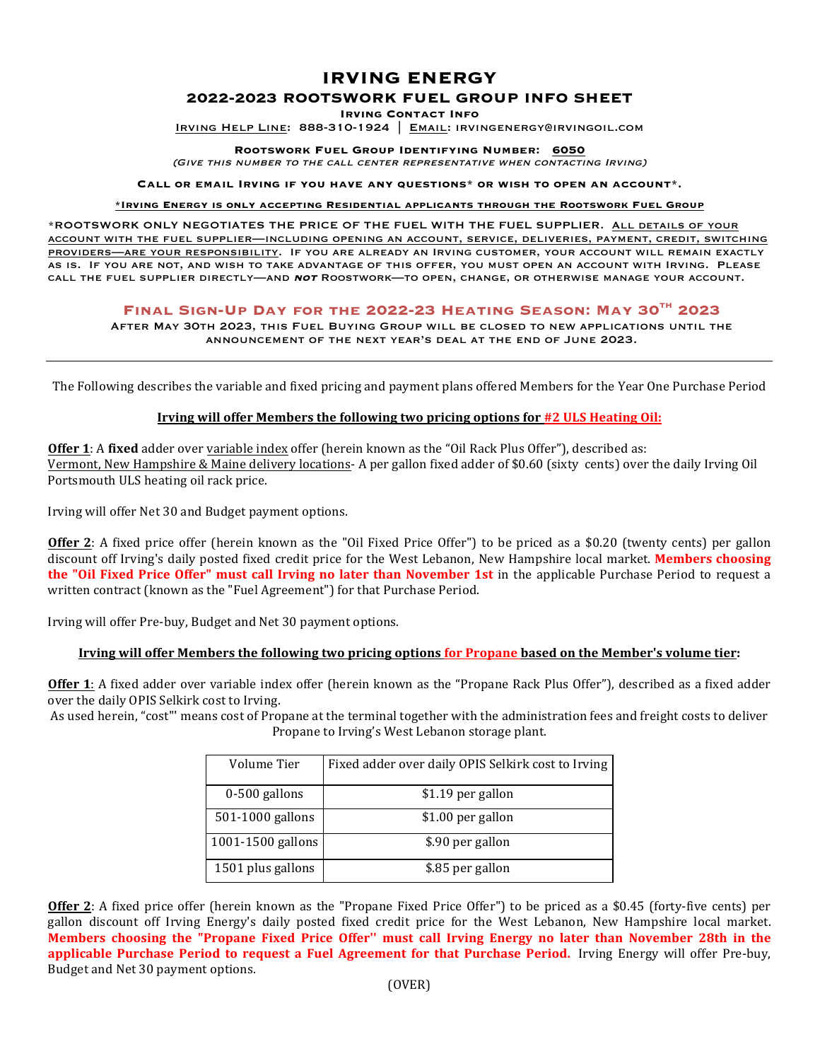# IRVING ENERGY

## 2022-2023 ROOTSWORK FUEL GROUP INFO SHEET

**Irving Contact Info**

Irving Help Line: 888-310-1924 | Email: irvingenergy@irvingoil.com

**Rootswork Fuel Group Identifying Number: 6050**

*(Give this number to the call center representative when contacting Irving)*

**Call or email Irving if you have any questions* or wish to open an account*.**

***Irving Energy is only accepting Residential applicants through the Rootswork Fuel Group**

*ROOTSWORK ONLY NEGOTIATES THE PRICE OF THE FUEL WITH THE FUEL SUPPLIER. All details of your account with the fuel supplier—including opening an account, service, deliveries, payment, credit, switching providers—are your responsibility. If you are already an Irving customer, your account will remain exactly as is. If you are not, and wish to take advantage of this offer, you must open an account with Irving. Please call the fuel supplier directly—and ***not*** Roostwork—to open, change, or otherwise manage your account.

**Final Sign-Up Day for the 2022-23 Heating Season: May 30th 2023**

After May 30th 2023, this Fuel Buying Group will be closed to new applications until the announcement of the next year's deal at the end of June 2023.

---

The Following describes the variable and fixed pricing and payment plans offered Members for the Year One Purchase Period

**Irving will offer Members the following two pricing options for #2 ULS Heating Oil:**

**Offer 1**: A **fixed** adder over variable index offer (herein known as the "Oil Rack Plus Offer"), described as:
Vermont, New Hampshire & Maine delivery locations- A per gallon fixed adder of $0.60 (sixty cents) over the daily Irving Oil Portsmouth ULS heating oil rack price.

Irving will offer Net 30 and Budget payment options.

**Offer 2**: A fixed price offer (herein known as the "Oil Fixed Price Offer") to be priced as a $0.20 (twenty cents) per gallon discount off Irving's daily posted fixed credit price for the West Lebanon, New Hampshire local market. **Members choosing the "Oil Fixed Price Offer" must call Irving no later than November 1st** in the applicable Purchase Period to request a written contract (known as the "Fuel Agreement") for that Purchase Period.

Irving will offer Pre-buy, Budget and Net 30 payment options.

**Irving will offer Members the following two pricing options for Propane based on the Member's volume tier:**

**Offer 1**: A fixed adder over variable index offer (herein known as the "Propane Rack Plus Offer"), described as a fixed adder over the daily OPIS Selkirk cost to Irving.

As used herein, "cost"' means cost of Propane at the terminal together with the administration fees and freight costs to deliver Propane to Irving's West Lebanon storage plant.

| Volume Tier | Fixed adder over daily OPIS Selkirk cost to Irving |
|---|---|
| 0-500 gallons | $1.19 per gallon |
| 501-1000 gallons | $1.00 per gallon |
| 1001-1500 gallons | $.90 per gallon |
| 1501 plus gallons | $.85 per gallon |

**Offer 2**: A fixed price offer (herein known as the "Propane Fixed Price Offer") to be priced as a $0.45 (forty-five cents) per gallon discount off Irving Energy's daily posted fixed credit price for the West Lebanon, New Hampshire local market. **Members choosing the "Propane Fixed Price Offer'' must call Irving Energy no later than November 28th in the applicable Purchase Period to request a Fuel Agreement for that Purchase Period.** Irving Energy will offer Pre-buy, Budget and Net 30 payment options.

(OVER)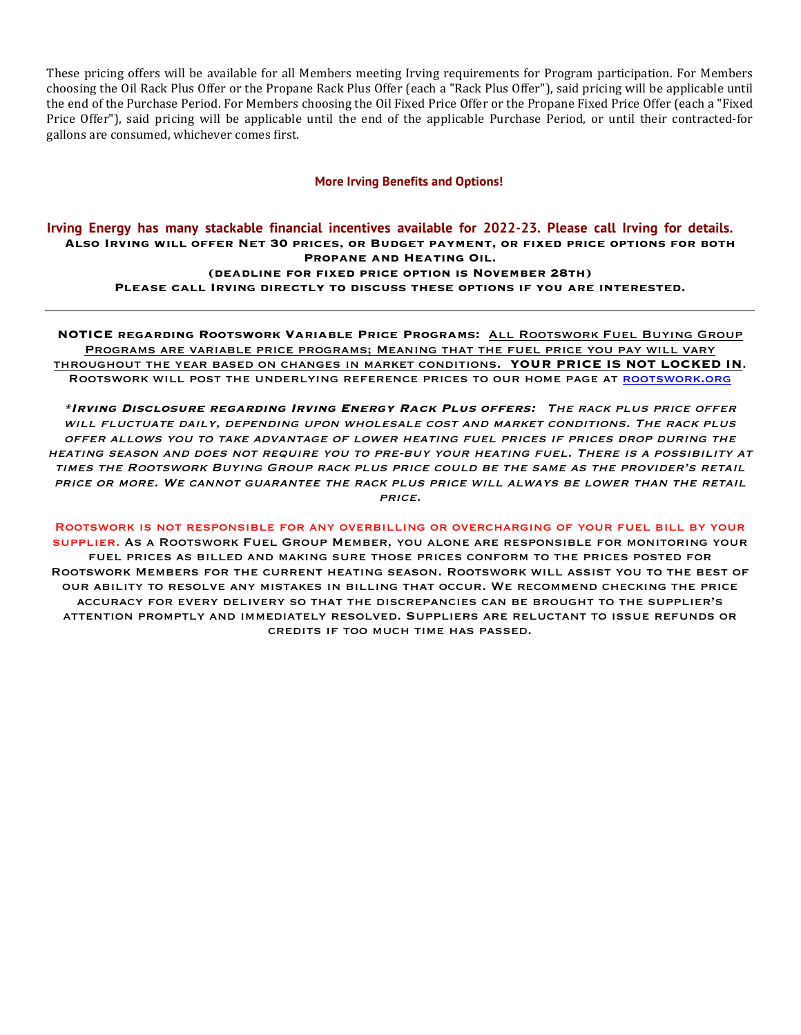These pricing offers will be available for all Members meeting Irving requirements for Program participation. For Members choosing the Oil Rack Plus Offer or the Propane Rack Plus Offer (each a "Rack Plus Offer"), said pricing will be applicable until the end of the Purchase Period. For Members choosing the Oil Fixed Price Offer or the Propane Fixed Price Offer (each a "Fixed Price Offer"), said pricing will be applicable until the end of the applicable Purchase Period, or until their contracted-for gallons are consumed, whichever comes first.

## More Irving Benefits and Options!

**Irving Energy has many stackable financial incentives available for 2022-23. Please call Irving for details.**
**Also Irving will offer Net 30 prices, or Budget payment, or fixed price options for both Propane and Heating Oil.**
**(deadline for fixed price option is November 28th)**
**Please call Irving directly to discuss these options if you are interested.**

---

**NOTICE regarding Rootswork Variable Price Programs:** All Rootswork Fuel Buying Group Programs are variable price programs; Meaning that the fuel price you pay will vary throughout the year based on changes in market conditions. **YOUR PRICE IS NOT LOCKED IN**. Rootswork will post the underlying reference prices to our home page at rootswork.org

***Irving Disclosure regarding Irving Energy Rack Plus offers:*** *The rack plus price offer will fluctuate daily, depending upon wholesale cost and market conditions. The rack plus offer allows you to take advantage of lower heating fuel prices if prices drop during the heating season and does not require you to pre-buy your heating fuel. There is a possibility at times the Rootswork Buying Group rack plus price could be the same as the provider's retail price or more. We cannot guarantee the rack plus price will always be lower than the retail price.*

Rootswork is not responsible for any overbilling or overcharging of your fuel bill by your supplier. As a Rootswork Fuel Group Member, you alone are responsible for monitoring your fuel prices as billed and making sure those prices conform to the prices posted for Rootswork Members for the current heating season. Rootswork will assist you to the best of our ability to resolve any mistakes in billing that occur. We recommend checking the price accuracy for every delivery so that the discrepancies can be brought to the supplier's attention promptly and immediately resolved. Suppliers are reluctant to issue refunds or credits if too much time has passed.